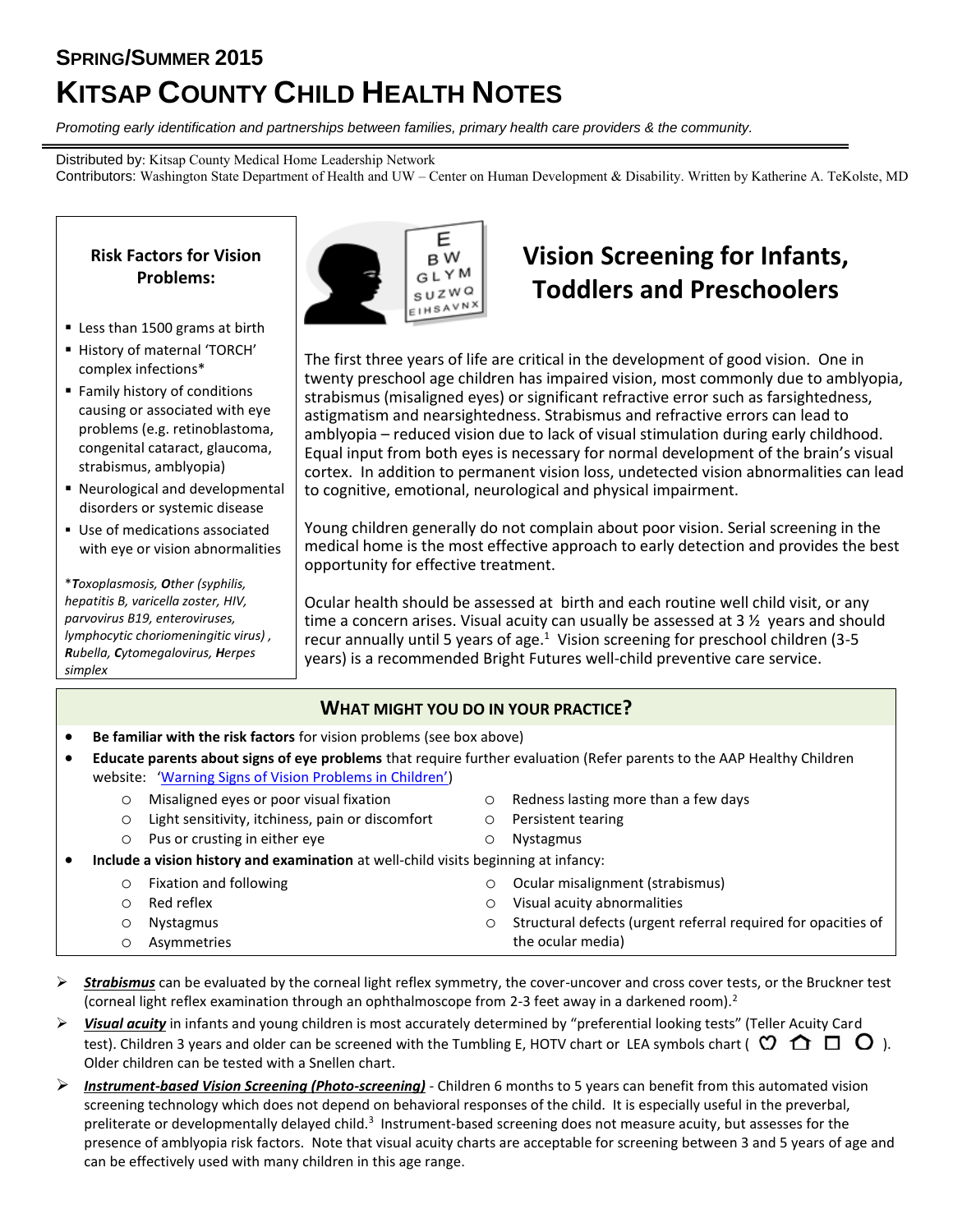## SPRING/SUMMER 2015

# KITSAP COUNTY CHILD HEALTH NOTES

*Promoting early identification and partnerships between families, primary health care providers & the community.*

Distributed by: Kitsap County Medical Home Leadership Network

Contributors: Washington State Department of Health and UW – Center on Human Development & Disability. Written by Katherine A. TeKolste, MD

## Vision Screening for Infants, Toddlers and Preschoolers

The first three years of life are critical in the development of good vision. One in twenty preschool age children has impaired vision, most commonly due to amblyopia, strabismus (misaligned eyes) or significant refractive error such as farsightedness, astigmatism and nearsightedness. Strabismus and refractive errors can lead to amblyopia – reduced vision due to lack of visual stimulation during early childhood. Equal input from both eyes is necessary for normal development of the brain's visual cortex. In addition to permanent vision loss, undetected vision abnormalities can lead to cognitive, emotional, neurological and physical impairment.

Young children generally do not complain about poor vision. Serial screening in the medical home is the most effective approach to early detection and provides the best opportunity for effective treatment.

Ocular health should be assessed at birth and each routine well child visit, or any time a concern arises. Visual acuity can usually be assessed at 3 ½ years and should recur annually until 5 years of age.[1] Vision screening for preschool children (3-5 years) is a recommended Bright Futures well-child preventive care service.

### Risk Factors for Vision Problems:

- Less than 1500 grams at birth
- History of maternal 'TORCH' complex infections*
- Family history of conditions causing or associated with eye problems (e.g. retinoblastoma, congenital cataract, glaucoma, strabismus, amblyopia)
- Neurological and developmental disorders or systemic disease
- Use of medications associated with eye or vision abnormalities

**T**oxoplasmosis, **O**ther (syphilis, hepatitis B, varicella zoster, HIV, parvovirus B19, enteroviruses, lymphocytic choriomeningitic virus), **R**ubella, **C**ytomegalovirus, **H**erpes simplex

### WHAT MIGHT YOU DO IN YOUR PRACTICE?

- **Be familiar with the risk factors** for vision problems (see box above)
- **Educate parents about signs of eye problems** that require further evaluation (Refer parents to the AAP Healthy Children website: 'Warning Signs of Vision Problems in Children')
  - Misaligned eyes or poor visual fixation
  - Light sensitivity, itchiness, pain or discomfort
  - Pus or crusting in either eye
  - Redness lasting more than a few days
  - Persistent tearing
  - Nystagmus
- **Include a vision history and examination** at well-child visits beginning at infancy:
  - Fixation and following
  - Red reflex
  - Nystagmus
  - Asymmetries
  - Ocular misalignment (strabismus)
  - Visual acuity abnormalities
  - Structural defects (urgent referral required for opacities of the ocular media)

- ***Strabismus*** can be evaluated by the corneal light reflex symmetry, the cover-uncover and cross cover tests, or the Bruckner test (corneal light reflex examination through an ophthalmoscope from 2-3 feet away in a darkened room).[2]
- ***Visual acuity*** in infants and young children is most accurately determined by "preferential looking tests" (Teller Acuity Card test). Children 3 years and older can be screened with the Tumbling E, HOTV chart or LEA symbols chart ( 🍎 ⌂ □ ○ ). Older children can be tested with a Snellen chart.
- ***Instrument-based Vision Screening (Photo-screening)*** - Children 6 months to 5 years can benefit from this automated vision screening technology which does not depend on behavioral responses of the child. It is especially useful in the preverbal, preliterate or developmentally delayed child.[3] Instrument-based screening does not measure acuity, but assesses for the presence of amblyopia risk factors. Note that visual acuity charts are acceptable for screening between 3 and 5 years of age and can be effectively used with many children in this age range.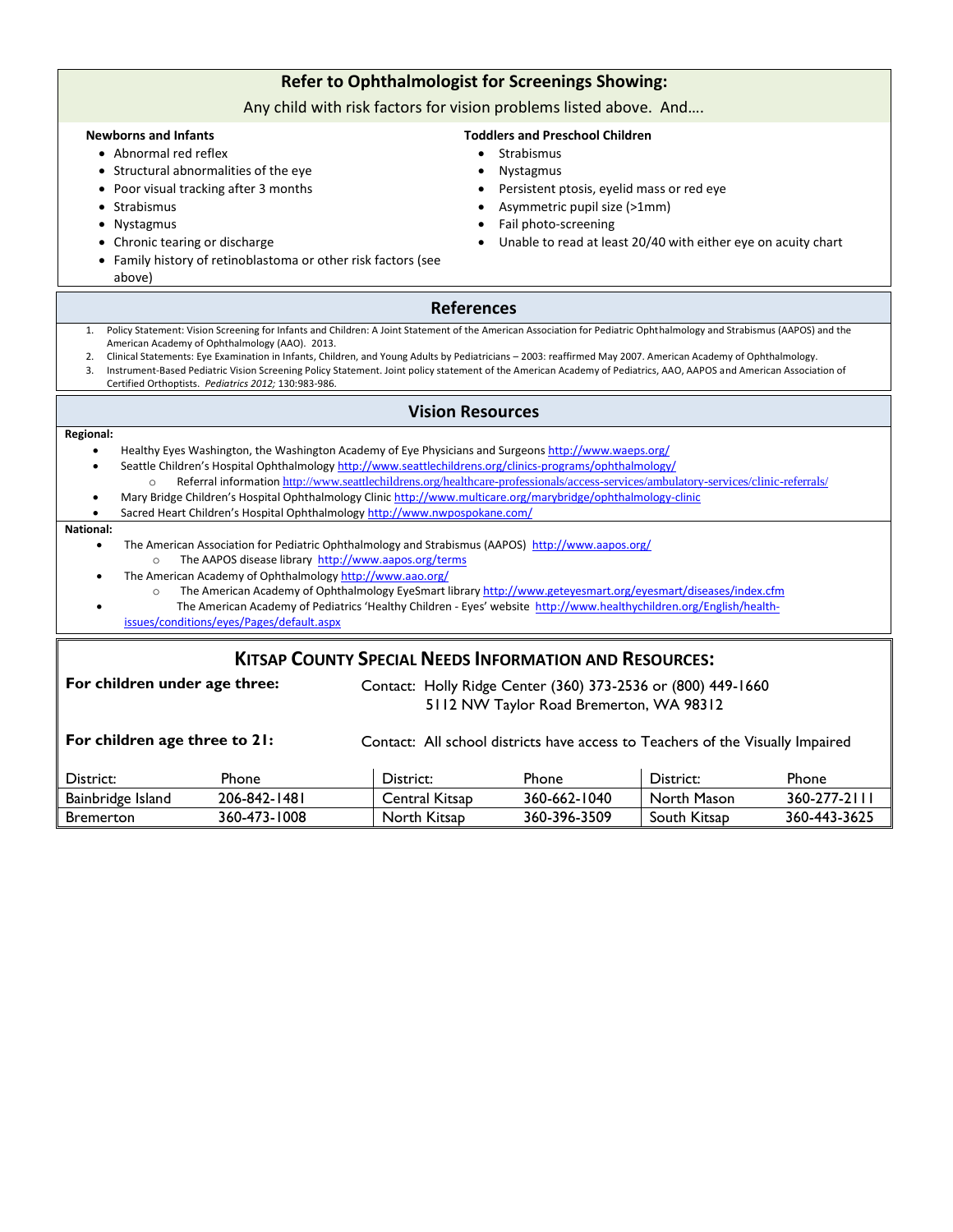## Refer to Ophthalmologist for Screenings Showing:

Any child with risk factors for vision problems listed above. And….

**Newborns and Infants**

- Abnormal red reflex
- Structural abnormalities of the eye
- Poor visual tracking after 3 months
- Strabismus
- Nystagmus
- Chronic tearing or discharge
- Family history of retinoblastoma or other risk factors (see above)

**Toddlers and Preschool Children**

- Strabismus
- Nystagmus
- Persistent ptosis, eyelid mass or red eye
- Asymmetric pupil size (>1mm)
- Fail photo-screening
- Unable to read at least 20/40 with either eye on acuity chart

## References

1. Policy Statement: Vision Screening for Infants and Children: A Joint Statement of the American Association for Pediatric Ophthalmology and Strabismus (AAPOS) and the American Academy of Ophthalmology (AAO). 2013.
2. Clinical Statements: Eye Examination in Infants, Children, and Young Adults by Pediatricians – 2003: reaffirmed May 2007. American Academy of Ophthalmology.
3. Instrument-Based Pediatric Vision Screening Policy Statement. Joint policy statement of the American Academy of Pediatrics, AAO, AAPOS and American Association of Certified Orthoptists. *Pediatrics 2012;* 130:983-986.

## Vision Resources

**Regional:**

- Healthy Eyes Washington, the Washington Academy of Eye Physicians and Surgeons http://www.waeps.org/
- Seattle Children's Hospital Ophthalmology http://www.seattlechildrens.org/clinics-programs/ophthalmology/
  - Referral information http://www.seattlechildrens.org/healthcare-professionals/access-services/ambulatory-services/clinic-referrals/
- Mary Bridge Children's Hospital Ophthalmology Clinic http://www.multicare.org/marybridge/ophthalmology-clinic
- Sacred Heart Children's Hospital Ophthalmology http://www.nwpospokane.com/

**National:**

- The American Association for Pediatric Ophthalmology and Strabismus (AAPOS) http://www.aapos.org/
  - The AAPOS disease library http://www.aapos.org/terms
- The American Academy of Ophthalmology http://www.aao.org/
  - The American Academy of Ophthalmology EyeSmart library http://www.geteyesmart.org/eyesmart/diseases/index.cfm
- The American Academy of Pediatrics 'Healthy Children - Eyes' website http://www.healthychildren.org/English/health-issues/conditions/eyes/Pages/default.aspx

## KITSAP COUNTY SPECIAL NEEDS INFORMATION AND RESOURCES:

**For children under age three:** Contact: Holly Ridge Center (360) 373-2536 or (800) 449-1660
5112 NW Taylor Road Bremerton, WA 98312

**For children age three to 21:** Contact: All school districts have access to Teachers of the Visually Impaired

| District: | Phone | District: | Phone | District: | Phone |
|---|---|---|---|---|---|
| Bainbridge Island | 206-842-1481 | Central Kitsap | 360-662-1040 | North Mason | 360-277-2111 |
| Bremerton | 360-473-1008 | North Kitsap | 360-396-3509 | South Kitsap | 360-443-3625 |